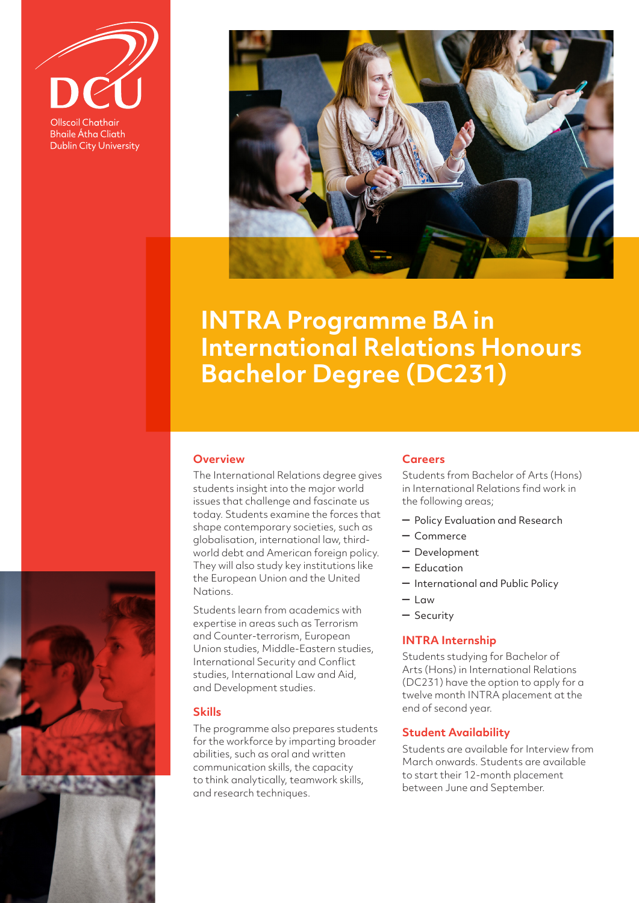Ollscoil Chathair Bhaile Átha Cliath
Dublin City University

# INTRA Programme BA in International Relations Honours Bachelor Degree (DC231)

## Overview

The International Relations degree gives students insight into the major world issues that challenge and fascinate us today. Students examine the forces that shape contemporary societies, such as globalisation, international law, third-world debt and American foreign policy. They will also study key institutions like the European Union and the United Nations.

Students learn from academics with expertise in areas such as Terrorism and Counter-terrorism, European Union studies, Middle-Eastern studies, International Security and Conflict studies, International Law and Aid, and Development studies.

## Skills

The programme also prepares students for the workforce by imparting broader abilities, such as oral and written communication skills, the capacity to think analytically, teamwork skills, and research techniques.

## Careers

Students from Bachelor of Arts (Hons) in International Relations find work in the following areas;

- Policy Evaluation and Research
- Commerce
- Development
- Education
- International and Public Policy
- Law
- Security

## INTRA Internship

Students studying for Bachelor of Arts (Hons) in International Relations (DC231) have the option to apply for a twelve month INTRA placement at the end of second year.

## Student Availability

Students are available for Interview from March onwards. Students are available to start their 12-month placement between June and September.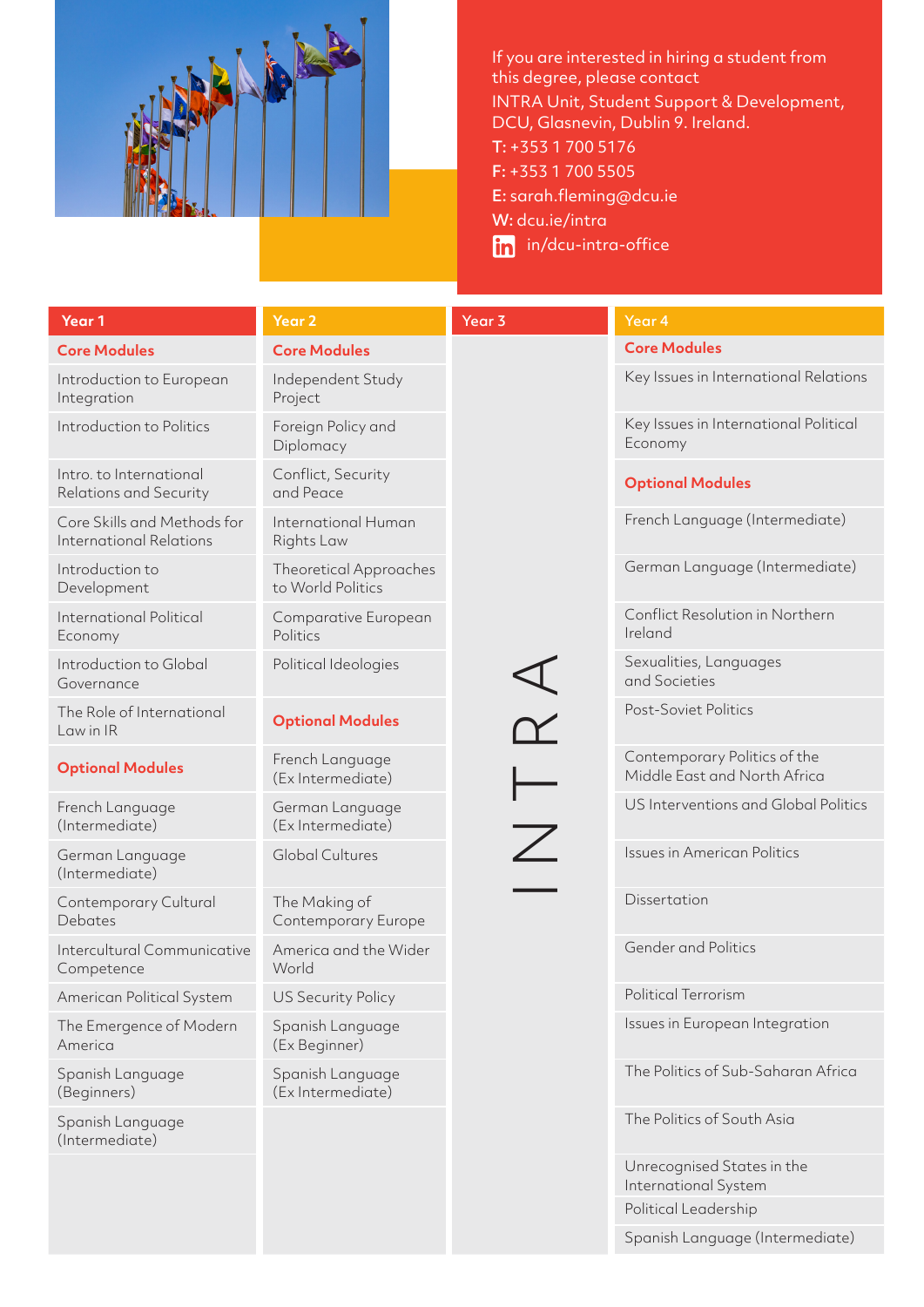If you are interested in hiring a student from this degree, please contact
INTRA Unit, Student Support & Development, DCU, Glasnevin, Dublin 9. Ireland.
**T:** +353 1 700 5176
**F:** +353 1 700 5505
**E:** sarah.fleming@dcu.ie
**W:** dcu.ie/intra
in/dcu-intra-office

| Year 1 | Year 2 | Year 3 | Year 4 |
|---|---|---|---|
| **Core Modules** | **Core Modules** | INTRA | **Core Modules** |
| Introduction to European Integration | Independent Study Project | | Key Issues in International Relations |
| Introduction to Politics | Foreign Policy and Diplomacy | | Key Issues in International Political Economy |
| Intro. to International Relations and Security | Conflict, Security and Peace | | **Optional Modules** |
| Core Skills and Methods for International Relations | International Human Rights Law | | French Language (Intermediate) |
| Introduction to Development | Theoretical Approaches to World Politics | | German Language (Intermediate) |
| International Political Economy | Comparative European Politics | | Conflict Resolution in Northern Ireland |
| Introduction to Global Governance | Political Ideologies | | Sexualities, Languages and Societies |
| The Role of International Law in IR | **Optional Modules** | | Post-Soviet Politics |
| **Optional Modules** | French Language (Ex Intermediate) | | Contemporary Politics of the Middle East and North Africa |
| French Language (Intermediate) | German Language (Ex Intermediate) | | US Interventions and Global Politics |
| German Language (Intermediate) | Global Cultures | | Issues in American Politics |
| Contemporary Cultural Debates | The Making of Contemporary Europe | | Dissertation |
| Intercultural Communicative Competence | America and the Wider World | | Gender and Politics |
| American Political System | US Security Policy | | Political Terrorism |
| The Emergence of Modern America | Spanish Language (Ex Beginner) | | Issues in European Integration |
| Spanish Language (Beginners) | Spanish Language (Ex Intermediate) | | The Politics of Sub-Saharan Africa |
| Spanish Language (Intermediate) | | | The Politics of South Asia |
| | | | Unrecognised States in the International System |
| | | | Political Leadership |
| | | | Spanish Language (Intermediate) |